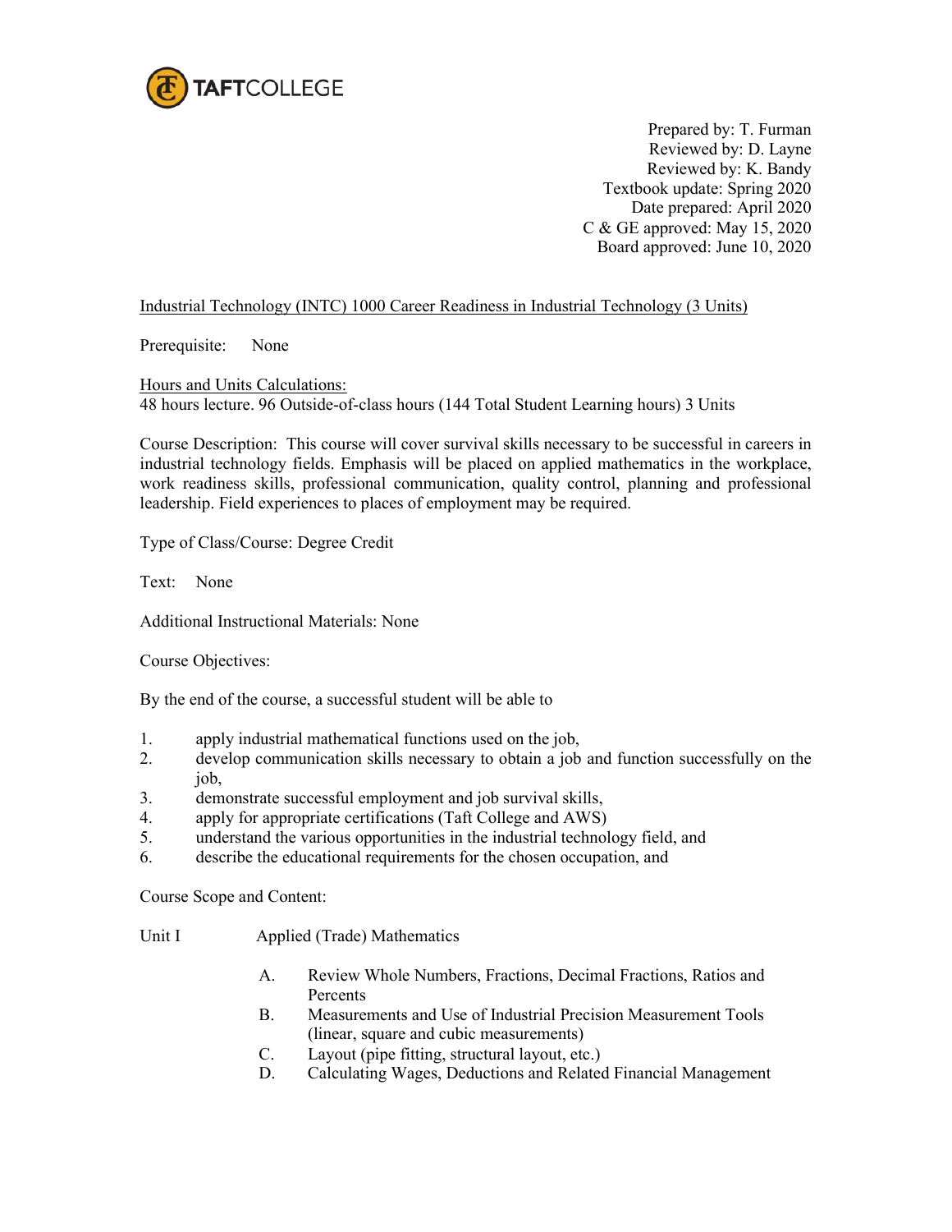TAFTCOLLEGE

Prepared by: T. Furman
Reviewed by: D. Layne
Reviewed by: K. Bandy
Textbook update: Spring 2020
Date prepared: April 2020
C & GE approved: May 15, 2020
Board approved: June 10, 2020

Industrial Technology (INTC) 1000 Career Readiness in Industrial Technology (3 Units)

Prerequisite: None

Hours and Units Calculations:
48 hours lecture. 96 Outside-of-class hours (144 Total Student Learning hours) 3 Units

Course Description: This course will cover survival skills necessary to be successful in careers in industrial technology fields. Emphasis will be placed on applied mathematics in the workplace, work readiness skills, professional communication, quality control, planning and professional leadership. Field experiences to places of employment may be required.

Type of Class/Course: Degree Credit

Text: None

Additional Instructional Materials: None

Course Objectives:

By the end of the course, a successful student will be able to

1. apply industrial mathematical functions used on the job,
2. develop communication skills necessary to obtain a job and function successfully on the job,
3. demonstrate successful employment and job survival skills,
4. apply for appropriate certifications (Taft College and AWS)
5. understand the various opportunities in the industrial technology field, and
6. describe the educational requirements for the chosen occupation, and

Course Scope and Content:

Unit I Applied (Trade) Mathematics

- A. Review Whole Numbers, Fractions, Decimal Fractions, Ratios and Percents
- B. Measurements and Use of Industrial Precision Measurement Tools (linear, square and cubic measurements)
- C. Layout (pipe fitting, structural layout, etc.)
- D. Calculating Wages, Deductions and Related Financial Management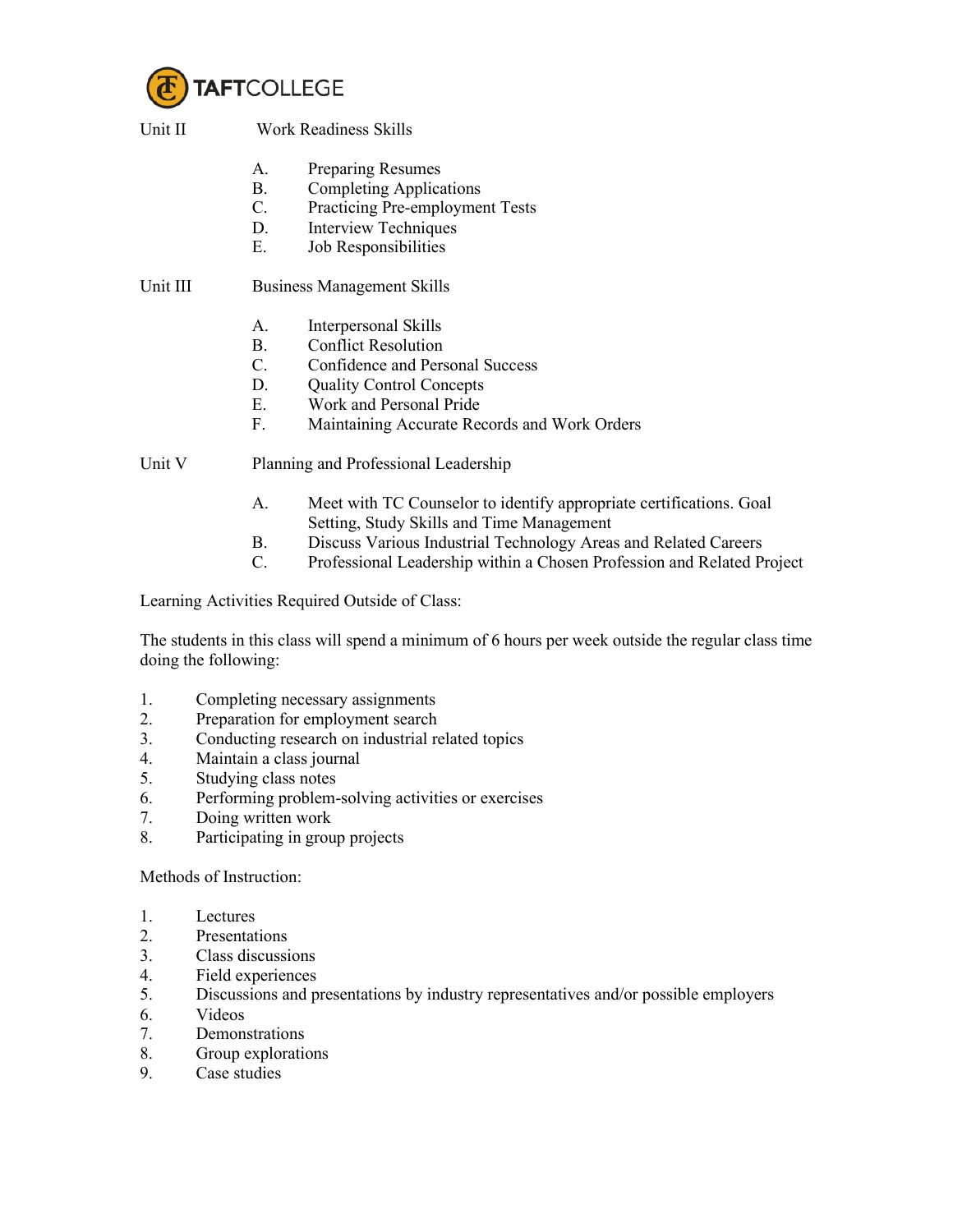Unit II Work Readiness Skills

A. Preparing Resumes
B. Completing Applications
C. Practicing Pre-employment Tests
D. Interview Techniques
E. Job Responsibilities

Unit III Business Management Skills

A. Interpersonal Skills
B. Conflict Resolution
C. Confidence and Personal Success
D. Quality Control Concepts
E. Work and Personal Pride
F. Maintaining Accurate Records and Work Orders

Unit V Planning and Professional Leadership

A. Meet with TC Counselor to identify appropriate certifications. Goal Setting, Study Skills and Time Management
B. Discuss Various Industrial Technology Areas and Related Careers
C. Professional Leadership within a Chosen Profession and Related Project

Learning Activities Required Outside of Class:

The students in this class will spend a minimum of 6 hours per week outside the regular class time doing the following:

1. Completing necessary assignments
2. Preparation for employment search
3. Conducting research on industrial related topics
4. Maintain a class journal
5. Studying class notes
6. Performing problem-solving activities or exercises
7. Doing written work
8. Participating in group projects

Methods of Instruction:

1. Lectures
2. Presentations
3. Class discussions
4. Field experiences
5. Discussions and presentations by industry representatives and/or possible employers
6. Videos
7. Demonstrations
8. Group explorations
9. Case studies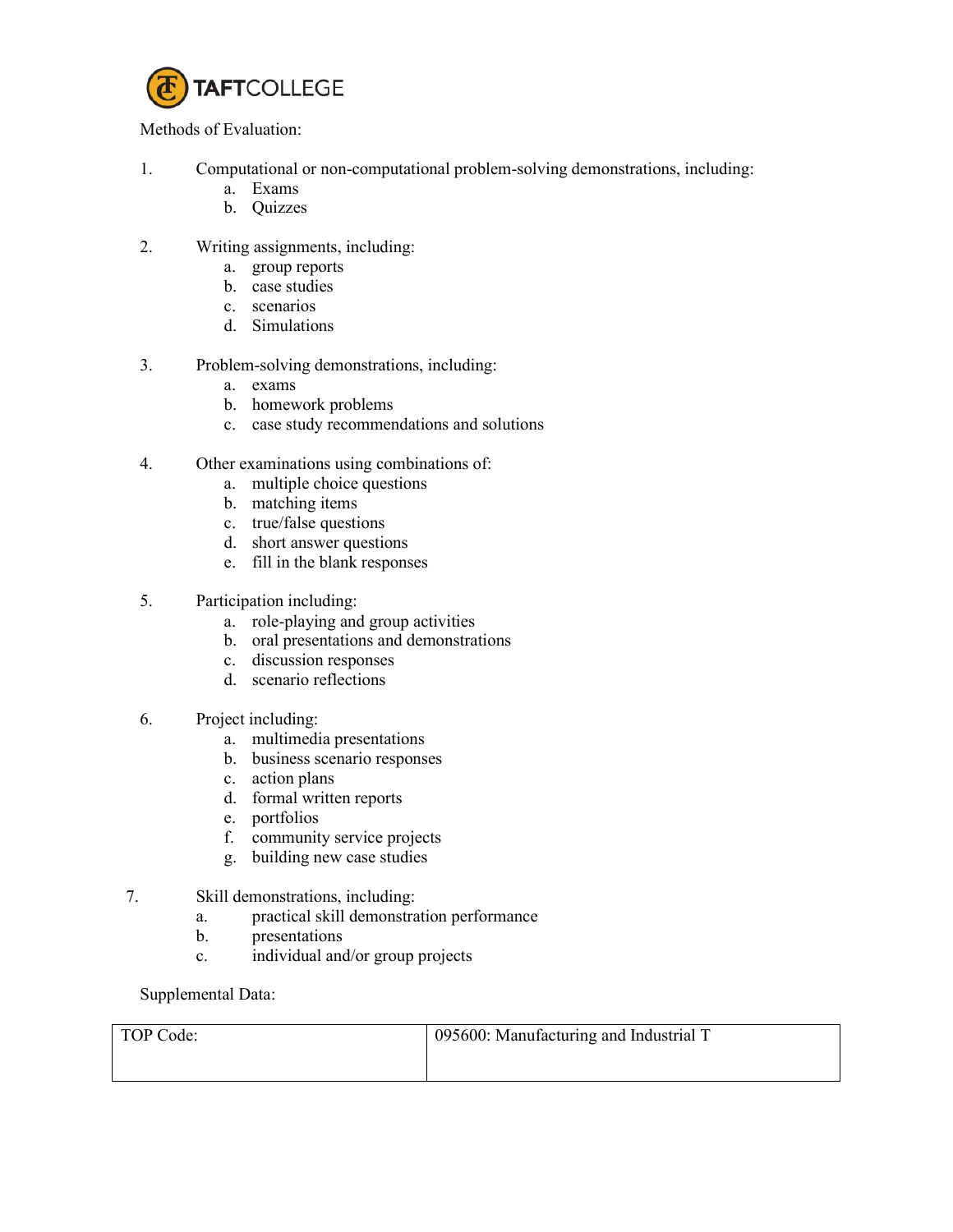Methods of Evaluation:

1. Computational or non-computational problem-solving demonstrations, including:
    a. Exams
    b. Quizzes

2. Writing assignments, including:
    a. group reports
    b. case studies
    c. scenarios
    d. Simulations

3. Problem-solving demonstrations, including:
    a. exams
    b. homework problems
    c. case study recommendations and solutions

4. Other examinations using combinations of:
    a. multiple choice questions
    b. matching items
    c. true/false questions
    d. short answer questions
    e. fill in the blank responses

5. Participation including:
    a. role-playing and group activities
    b. oral presentations and demonstrations
    c. discussion responses
    d. scenario reflections

6. Project including:
    a. multimedia presentations
    b. business scenario responses
    c. action plans
    d. formal written reports
    e. portfolios
    f. community service projects
    g. building new case studies

7. Skill demonstrations, including:
    a. practical skill demonstration performance
    b. presentations
    c. individual and/or group projects

Supplemental Data:

| TOP Code: | 095600: Manufacturing and Industrial T |
|---|---|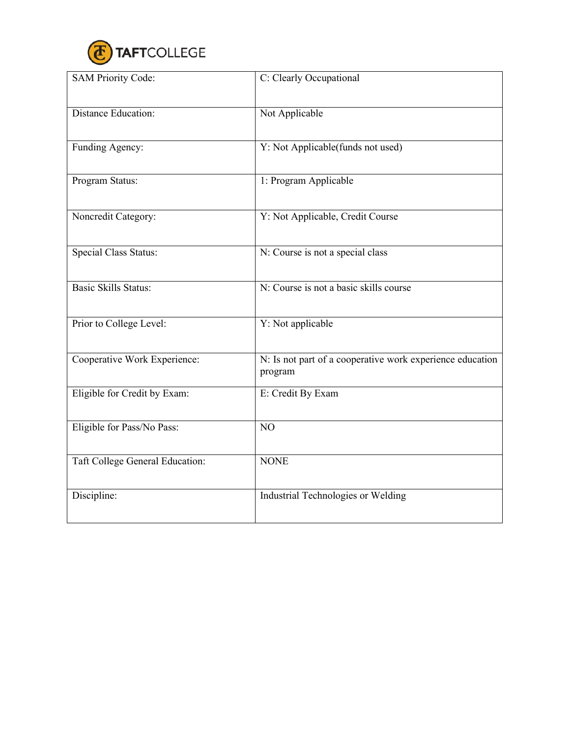| | |
|---|---|
| SAM Priority Code: | C: Clearly Occupational |
| Distance Education: | Not Applicable |
| Funding Agency: | Y: Not Applicable(funds not used) |
| Program Status: | 1: Program Applicable |
| Noncredit Category: | Y: Not Applicable, Credit Course |
| Special Class Status: | N: Course is not a special class |
| Basic Skills Status: | N: Course is not a basic skills course |
| Prior to College Level: | Y: Not applicable |
| Cooperative Work Experience: | N: Is not part of a cooperative work experience education program |
| Eligible for Credit by Exam: | E: Credit By Exam |
| Eligible for Pass/No Pass: | NO |
| Taft College General Education: | NONE |
| Discipline: | Industrial Technologies or Welding |